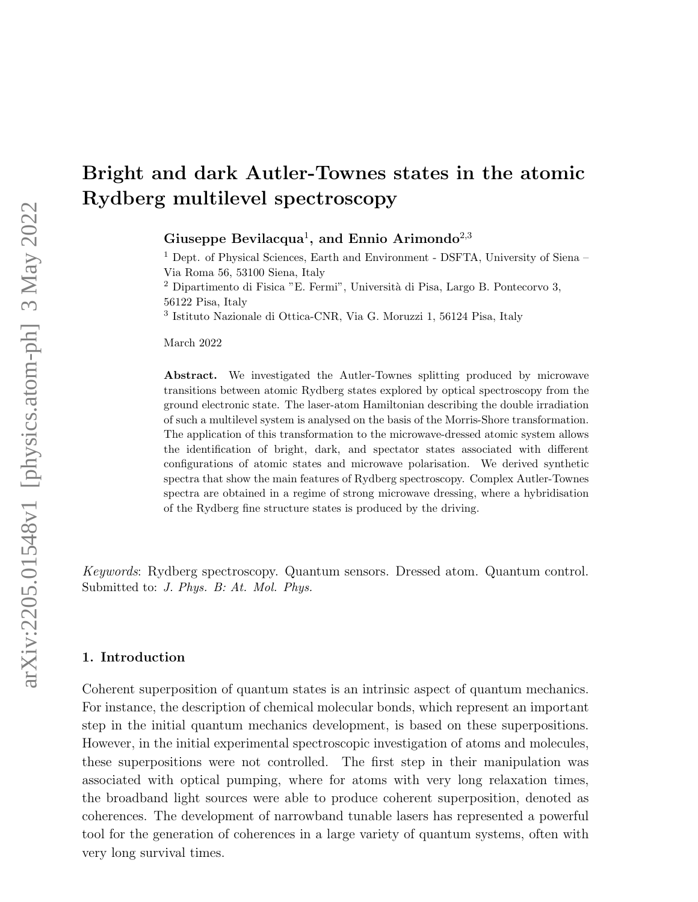# Bright and dark Autler-Townes states in the atomic Rydberg multilevel spectroscopy

**Giuseppe Bevilacqua**[1]**, and Ennio Arimondo**[2,3]

[1] Dept. of Physical Sciences, Earth and Environment - DSFTA, University of Siena – Via Roma 56, 53100 Siena, Italy

[2] Dipartimento di Fisica "E. Fermi", Università di Pisa, Largo B. Pontecorvo 3, 56122 Pisa, Italy

[3] Istituto Nazionale di Ottica-CNR, Via G. Moruzzi 1, 56124 Pisa, Italy

March 2022

**Abstract.** We investigated the Autler-Townes splitting produced by microwave transitions between atomic Rydberg states explored by optical spectroscopy from the ground electronic state. The laser-atom Hamiltonian describing the double irradiation of such a multilevel system is analysed on the basis of the Morris-Shore transformation. The application of this transformation to the microwave-dressed atomic system allows the identification of bright, dark, and spectator states associated with different configurations of atomic states and microwave polarisation. We derived synthetic spectra that show the main features of Rydberg spectroscopy. Complex Autler-Townes spectra are obtained in a regime of strong microwave dressing, where a hybridisation of the Rydberg fine structure states is produced by the driving.

*Keywords*: Rydberg spectroscopy. Quantum sensors. Dressed atom. Quantum control.
Submitted to: *J. Phys. B: At. Mol. Phys.*

## 1. Introduction

Coherent superposition of quantum states is an intrinsic aspect of quantum mechanics. For instance, the description of chemical molecular bonds, which represent an important step in the initial quantum mechanics development, is based on these superpositions. However, in the initial experimental spectroscopic investigation of atoms and molecules, these superpositions were not controlled. The first step in their manipulation was associated with optical pumping, where for atoms with very long relaxation times, the broadband light sources were able to produce coherent superposition, denoted as coherences. The development of narrowband tunable lasers has represented a powerful tool for the generation of coherences in a large variety of quantum systems, often with very long survival times.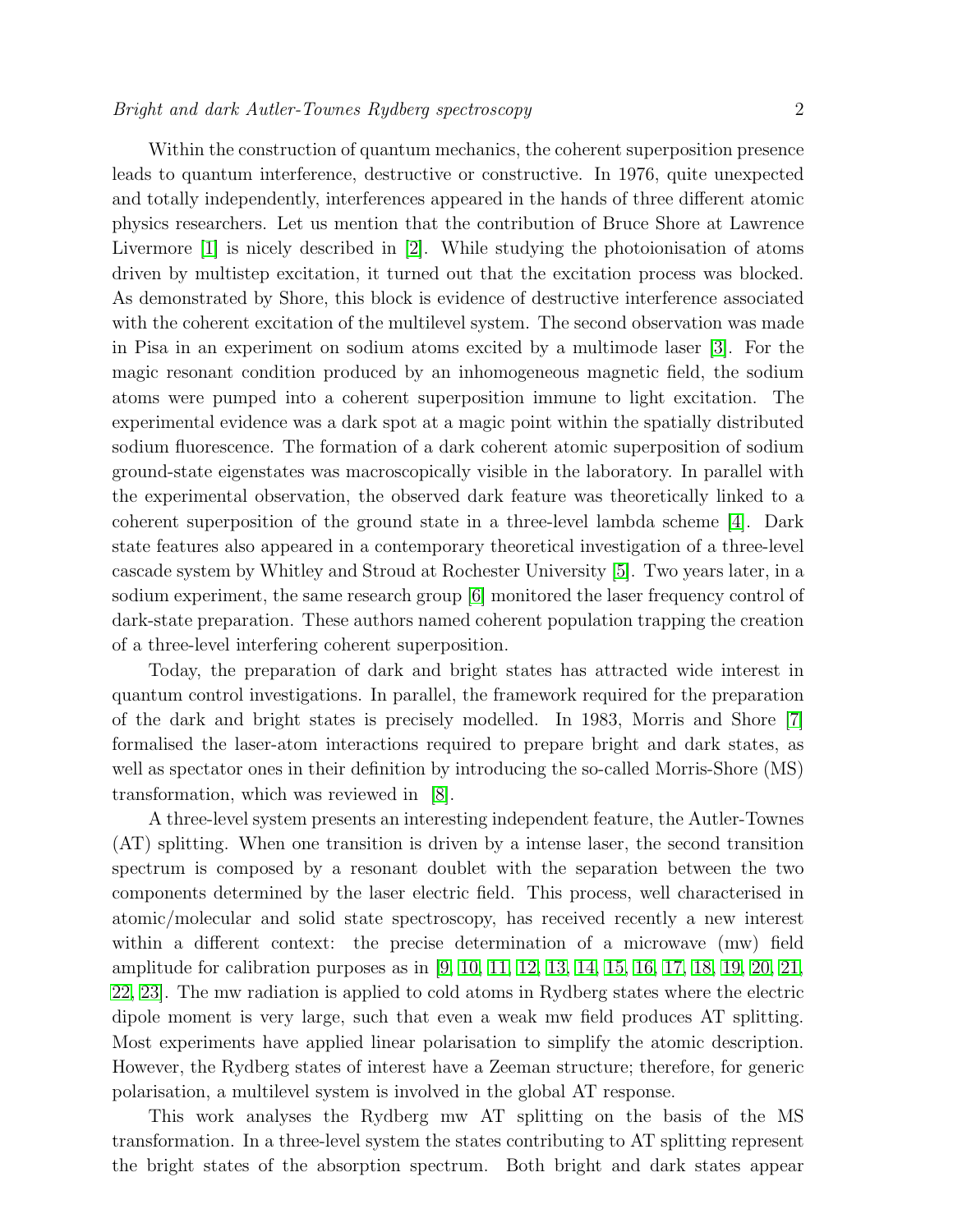Within the construction of quantum mechanics, the coherent superposition presence leads to quantum interference, destructive or constructive. In 1976, quite unexpected and totally independently, interferences appeared in the hands of three different atomic physics researchers. Let us mention that the contribution of Bruce Shore at Lawrence Livermore [1] is nicely described in [2]. While studying the photoionisation of atoms driven by multistep excitation, it turned out that the excitation process was blocked. As demonstrated by Shore, this block is evidence of destructive interference associated with the coherent excitation of the multilevel system. The second observation was made in Pisa in an experiment on sodium atoms excited by a multimode laser [3]. For the magic resonant condition produced by an inhomogeneous magnetic field, the sodium atoms were pumped into a coherent superposition immune to light excitation. The experimental evidence was a dark spot at a magic point within the spatially distributed sodium fluorescence. The formation of a dark coherent atomic superposition of sodium ground-state eigenstates was macroscopically visible in the laboratory. In parallel with the experimental observation, the observed dark feature was theoretically linked to a coherent superposition of the ground state in a three-level lambda scheme [4]. Dark state features also appeared in a contemporary theoretical investigation of a three-level cascade system by Whitley and Stroud at Rochester University [5]. Two years later, in a sodium experiment, the same research group [6] monitored the laser frequency control of dark-state preparation. These authors named coherent population trapping the creation of a three-level interfering coherent superposition.

Today, the preparation of dark and bright states has attracted wide interest in quantum control investigations. In parallel, the framework required for the preparation of the dark and bright states is precisely modelled. In 1983, Morris and Shore [7] formalised the laser-atom interactions required to prepare bright and dark states, as well as spectator ones in their definition by introducing the so-called Morris-Shore (MS) transformation, which was reviewed in [8].

A three-level system presents an interesting independent feature, the Autler-Townes (AT) splitting. When one transition is driven by a intense laser, the second transition spectrum is composed by a resonant doublet with the separation between the two components determined by the laser electric field. This process, well characterised in atomic/molecular and solid state spectroscopy, has received recently a new interest within a different context: the precise determination of a microwave (mw) field amplitude for calibration purposes as in [9, 10, 11, 12, 13, 14, 15, 16, 17, 18, 19, 20, 21, 22, 23]. The mw radiation is applied to cold atoms in Rydberg states where the electric dipole moment is very large, such that even a weak mw field produces AT splitting. Most experiments have applied linear polarisation to simplify the atomic description. However, the Rydberg states of interest have a Zeeman structure; therefore, for generic polarisation, a multilevel system is involved in the global AT response.

This work analyses the Rydberg mw AT splitting on the basis of the MS transformation. In a three-level system the states contributing to AT splitting represent the bright states of the absorption spectrum. Both bright and dark states appear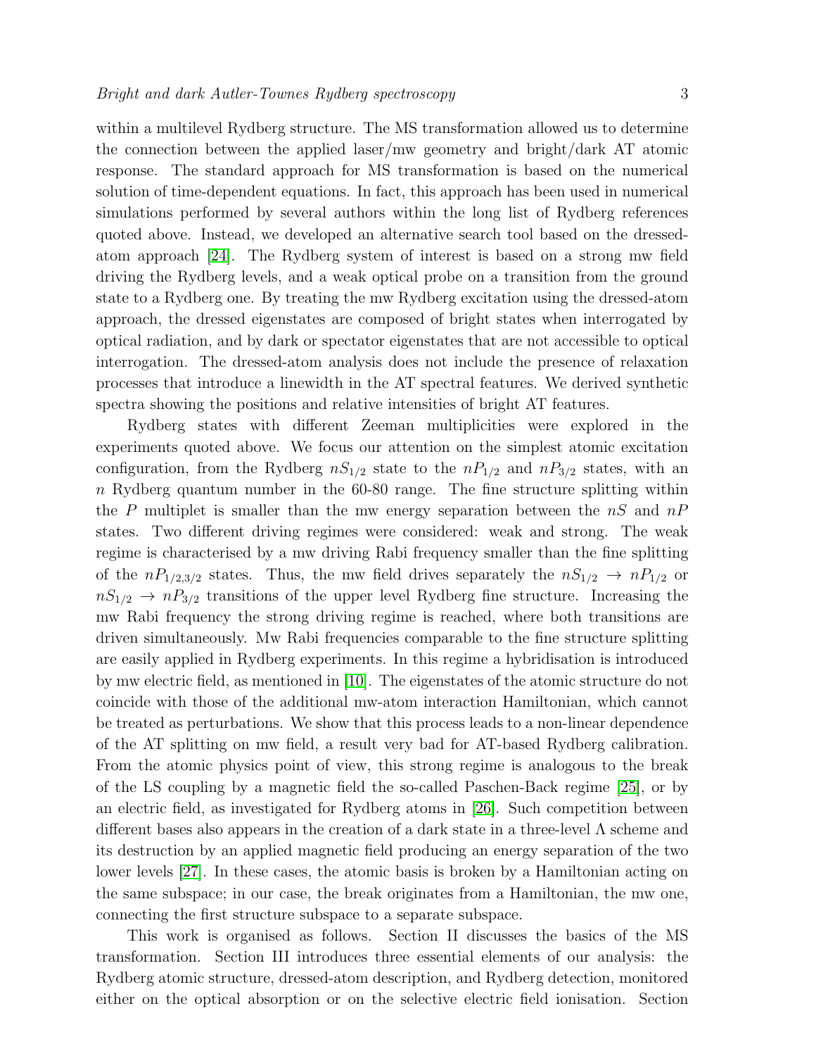within a multilevel Rydberg structure. The MS transformation allowed us to determine the connection between the applied laser/mw geometry and bright/dark AT atomic response. The standard approach for MS transformation is based on the numerical solution of time-dependent equations. In fact, this approach has been used in numerical simulations performed by several authors within the long list of Rydberg references quoted above. Instead, we developed an alternative search tool based on the dressed-atom approach [24]. The Rydberg system of interest is based on a strong mw field driving the Rydberg levels, and a weak optical probe on a transition from the ground state to a Rydberg one. By treating the mw Rydberg excitation using the dressed-atom approach, the dressed eigenstates are composed of bright states when interrogated by optical radiation, and by dark or spectator eigenstates that are not accessible to optical interrogation. The dressed-atom analysis does not include the presence of relaxation processes that introduce a linewidth in the AT spectral features. We derived synthetic spectra showing the positions and relative intensities of bright AT features.

Rydberg states with different Zeeman multiplicities were explored in the experiments quoted above. We focus our attention on the simplest atomic excitation configuration, from the Rydberg $nS_{1/2}$ state to the $nP_{1/2}$ and $nP_{3/2}$ states, with an $n$ Rydberg quantum number in the 60-80 range. The fine structure splitting within the $P$ multiplet is smaller than the mw energy separation between the $nS$ and $nP$ states. Two different driving regimes were considered: weak and strong. The weak regime is characterised by a mw driving Rabi frequency smaller than the fine splitting of the $nP_{1/2,3/2}$ states. Thus, the mw field drives separately the $nS_{1/2} \rightarrow nP_{1/2}$ or $nS_{1/2} \rightarrow nP_{3/2}$ transitions of the upper level Rydberg fine structure. Increasing the mw Rabi frequency the strong driving regime is reached, where both transitions are driven simultaneously. Mw Rabi frequencies comparable to the fine structure splitting are easily applied in Rydberg experiments. In this regime a hybridisation is introduced by mw electric field, as mentioned in [10]. The eigenstates of the atomic structure do not coincide with those of the additional mw-atom interaction Hamiltonian, which cannot be treated as perturbations. We show that this process leads to a non-linear dependence of the AT splitting on mw field, a result very bad for AT-based Rydberg calibration. From the atomic physics point of view, this strong regime is analogous to the break of the LS coupling by a magnetic field the so-called Paschen-Back regime [25], or by an electric field, as investigated for Rydberg atoms in [26]. Such competition between different bases also appears in the creation of a dark state in a three-level $\Lambda$ scheme and its destruction by an applied magnetic field producing an energy separation of the two lower levels [27]. In these cases, the atomic basis is broken by a Hamiltonian acting on the same subspace; in our case, the break originates from a Hamiltonian, the mw one, connecting the first structure subspace to a separate subspace.

This work is organised as follows. Section II discusses the basics of the MS transformation. Section III introduces three essential elements of our analysis: the Rydberg atomic structure, dressed-atom description, and Rydberg detection, monitored either on the optical absorption or on the selective electric field ionisation. Section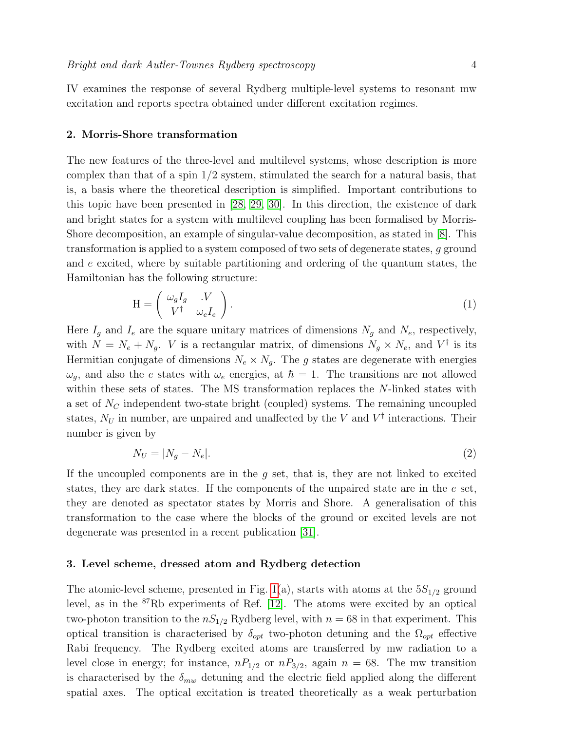IV examines the response of several Rydberg multiple-level systems to resonant mw excitation and reports spectra obtained under different excitation regimes.

## 2. Morris-Shore transformation

The new features of the three-level and multilevel systems, whose description is more complex than that of a spin 1/2 system, stimulated the search for a natural basis, that is, a basis where the theoretical description is simplified. Important contributions to this topic have been presented in [28, 29, 30]. In this direction, the existence of dark and bright states for a system with multilevel coupling has been formalised by Morris-Shore decomposition, an example of singular-value decomposition, as stated in [8]. This transformation is applied to a system composed of two sets of degenerate states, $g$ ground and $e$ excited, where by suitable partitioning and ordering of the quantum states, the Hamiltonian has the following structure:

$$\mathrm{H} = \begin{pmatrix} \omega_g I_g & .V \\ V^\dagger & \omega_e I_e \end{pmatrix}. \tag{1}$$

Here $I_g$ and $I_e$ are the square unitary matrices of dimensions $N_g$ and $N_e$, respectively, with $N = N_e + N_g$. $V$ is a rectangular matrix, of dimensions $N_g \times N_e$, and $V^\dagger$ is its Hermitian conjugate of dimensions $N_e \times N_g$. The $g$ states are degenerate with energies $\omega_g$, and also the $e$ states with $\omega_e$ energies, at $\hbar = 1$. The transitions are not allowed within these sets of states. The MS transformation replaces the $N$-linked states with a set of $N_C$ independent two-state bright (coupled) systems. The remaining uncoupled states, $N_U$ in number, are unpaired and unaffected by the $V$ and $V^\dagger$ interactions. Their number is given by

$$N_U = |N_g - N_e|. \tag{2}$$

If the uncoupled components are in the $g$ set, that is, they are not linked to excited states, they are dark states. If the components of the unpaired state are in the $e$ set, they are denoted as spectator states by Morris and Shore. A generalisation of this transformation to the case where the blocks of the ground or excited levels are not degenerate was presented in a recent publication [31].

## 3. Level scheme, dressed atom and Rydberg detection

The atomic-level scheme, presented in Fig. 1(a), starts with atoms at the $5S_{1/2}$ ground level, as in the $^{87}$Rb experiments of Ref. [12]. The atoms were excited by an optical two-photon transition to the $nS_{1/2}$ Rydberg level, with $n = 68$ in that experiment. This optical transition is characterised by $\delta_{opt}$ two-photon detuning and the $\Omega_{opt}$ effective Rabi frequency. The Rydberg excited atoms are transferred by mw radiation to a level close in energy; for instance, $nP_{1/2}$ or $nP_{3/2}$, again $n = 68$. The mw transition is characterised by the $\delta_{mw}$ detuning and the electric field applied along the different spatial axes. The optical excitation is treated theoretically as a weak perturbation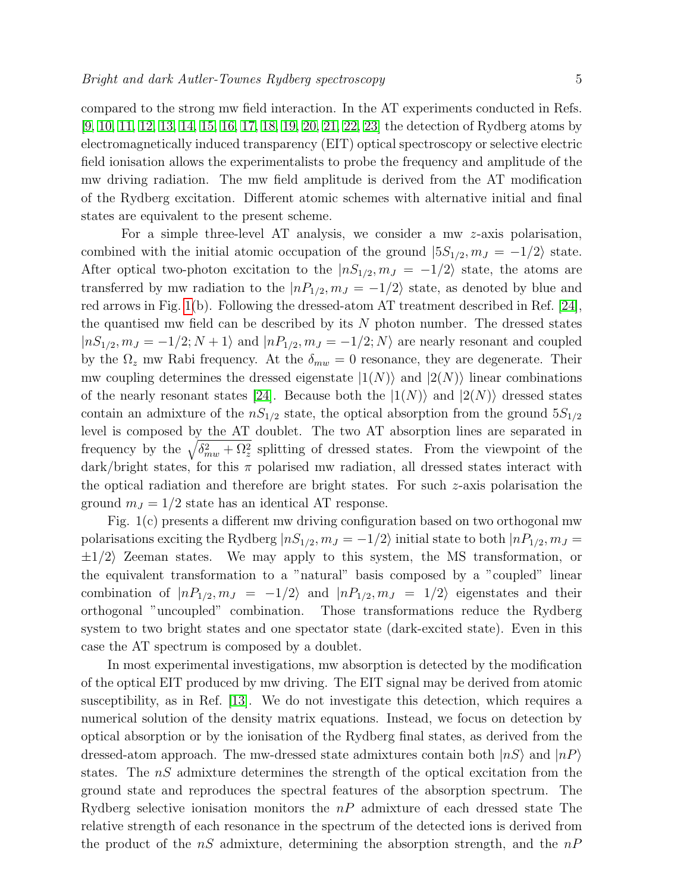compared to the strong mw field interaction. In the AT experiments conducted in Refs. [9, 10, 11, 12, 13, 14, 15, 16, 17, 18, 19, 20, 21, 22, 23] the detection of Rydberg atoms by electromagnetically induced transparency (EIT) optical spectroscopy or selective electric field ionisation allows the experimentalists to probe the frequency and amplitude of the mw driving radiation. The mw field amplitude is derived from the AT modification of the Rydberg excitation. Different atomic schemes with alternative initial and final states are equivalent to the present scheme.

For a simple three-level AT analysis, we consider a mw $z$-axis polarisation, combined with the initial atomic occupation of the ground $|5S_{1/2}, m_J = -1/2\rangle$ state. After optical two-photon excitation to the $|nS_{1/2}, m_J = -1/2\rangle$ state, the atoms are transferred by mw radiation to the $|nP_{1/2}, m_J = -1/2\rangle$ state, as denoted by blue and red arrows in Fig. 1(b). Following the dressed-atom AT treatment described in Ref. [24], the quantised mw field can be described by its $N$ photon number. The dressed states $|nS_{1/2}, m_J = -1/2; N+1\rangle$ and $|nP_{1/2}, m_J = -1/2; N\rangle$ are nearly resonant and coupled by the $\Omega_z$ mw Rabi frequency. At the $\delta_{mw} = 0$ resonance, they are degenerate. Their mw coupling determines the dressed eigenstate $|1(N)\rangle$ and $|2(N)\rangle$ linear combinations of the nearly resonant states [24]. Because both the $|1(N)\rangle$ and $|2(N)\rangle$ dressed states contain an admixture of the $nS_{1/2}$ state, the optical absorption from the ground $5S_{1/2}$ level is composed by the AT doublet. The two AT absorption lines are separated in frequency by the $\sqrt{\delta_{mw}^2 + \Omega_z^2}$ splitting of dressed states. From the viewpoint of the dark/bright states, for this $\pi$ polarised mw radiation, all dressed states interact with the optical radiation and therefore are bright states. For such $z$-axis polarisation the ground $m_J = 1/2$ state has an identical AT response.

Fig. 1(c) presents a different mw driving configuration based on two orthogonal mw polarisations exciting the Rydberg $|nS_{1/2}, m_J = -1/2\rangle$ initial state to both $|nP_{1/2}, m_J = \pm 1/2\rangle$ Zeeman states. We may apply to this system, the MS transformation, or the equivalent transformation to a "natural" basis composed by a "coupled" linear combination of $|nP_{1/2}, m_J = -1/2\rangle$ and $|nP_{1/2}, m_J = 1/2\rangle$ eigenstates and their orthogonal "uncoupled" combination. Those transformations reduce the Rydberg system to two bright states and one spectator state (dark-excited state). Even in this case the AT spectrum is composed by a doublet.

In most experimental investigations, mw absorption is detected by the modification of the optical EIT produced by mw driving. The EIT signal may be derived from atomic susceptibility, as in Ref. [13]. We do not investigate this detection, which requires a numerical solution of the density matrix equations. Instead, we focus on detection by optical absorption or by the ionisation of the Rydberg final states, as derived from the dressed-atom approach. The mw-dressed state admixtures contain both $|nS\rangle$ and $|nP\rangle$ states. The $nS$ admixture determines the strength of the optical excitation from the ground state and reproduces the spectral features of the absorption spectrum. The Rydberg selective ionisation monitors the $nP$ admixture of each dressed state The relative strength of each resonance in the spectrum of the detected ions is derived from the product of the $nS$ admixture, determining the absorption strength, and the $nP$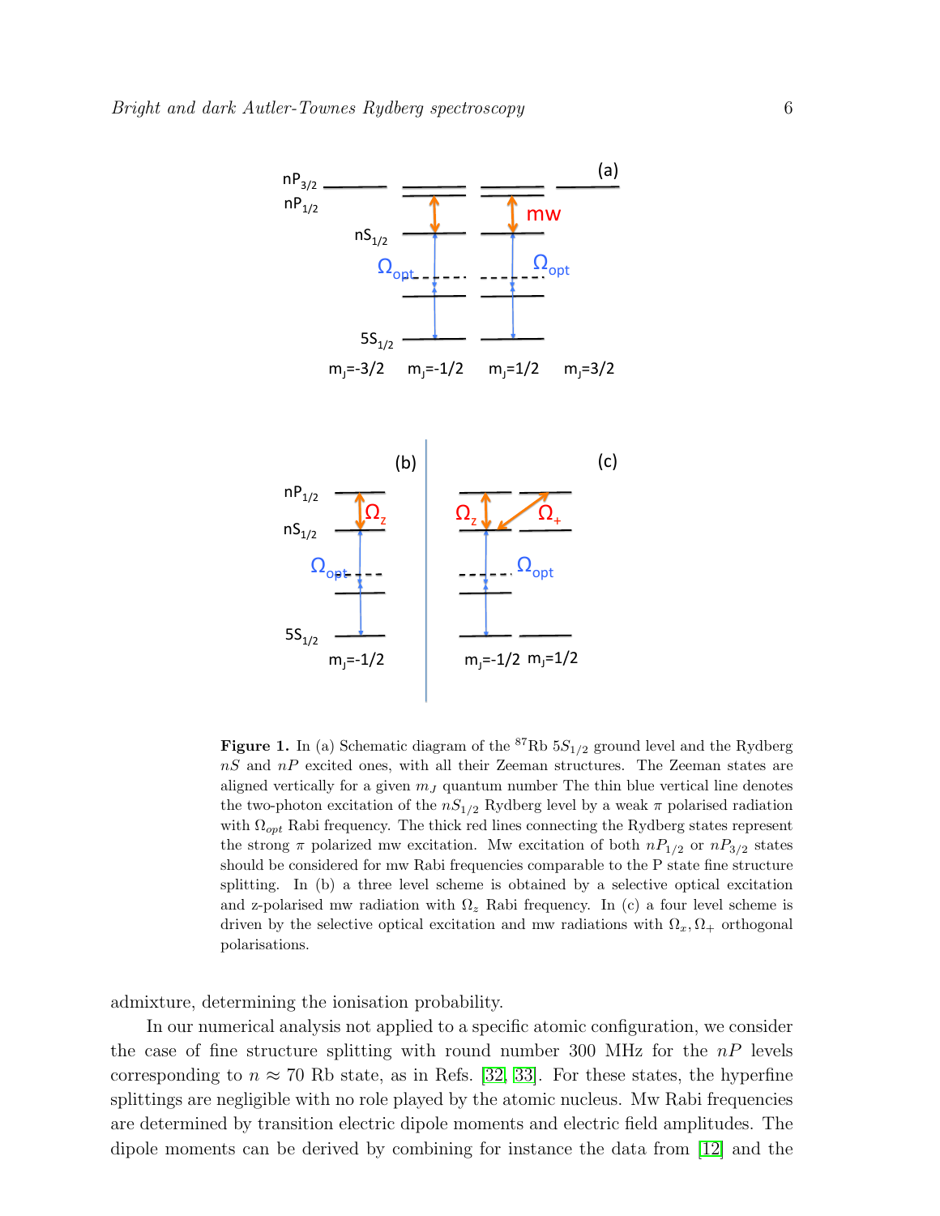**Figure 1.** In (a) Schematic diagram of the $^{87}$Rb $5S_{1/2}$ ground level and the Rydberg $nS$ and $nP$ excited ones, with all their Zeeman structures. The Zeeman states are aligned vertically for a given $m_J$ quantum number The thin blue vertical line denotes the two-photon excitation of the $nS_{1/2}$ Rydberg level by a weak $\pi$ polarised radiation with $\Omega_{opt}$ Rabi frequency. The thick red lines connecting the Rydberg states represent the strong $\pi$ polarized mw excitation. Mw excitation of both $nP_{1/2}$ or $nP_{3/2}$ states should be considered for mw Rabi frequencies comparable to the P state fine structure splitting. In (b) a three level scheme is obtained by a selective optical excitation and z-polarised mw radiation with $\Omega_z$ Rabi frequency. In (c) a four level scheme is driven by the selective optical excitation and mw radiations with $\Omega_x, \Omega_+$ orthogonal polarisations.

admixture, determining the ionisation probability.

In our numerical analysis not applied to a specific atomic configuration, we consider the case of fine structure splitting with round number 300 MHz for the $nP$ levels corresponding to $n \approx 70$ Rb state, as in Refs. [32, 33]. For these states, the hyperfine splittings are negligible with no role played by the atomic nucleus. Mw Rabi frequencies are determined by transition electric dipole moments and electric field amplitudes. The dipole moments can be derived by combining for instance the data from [12] and the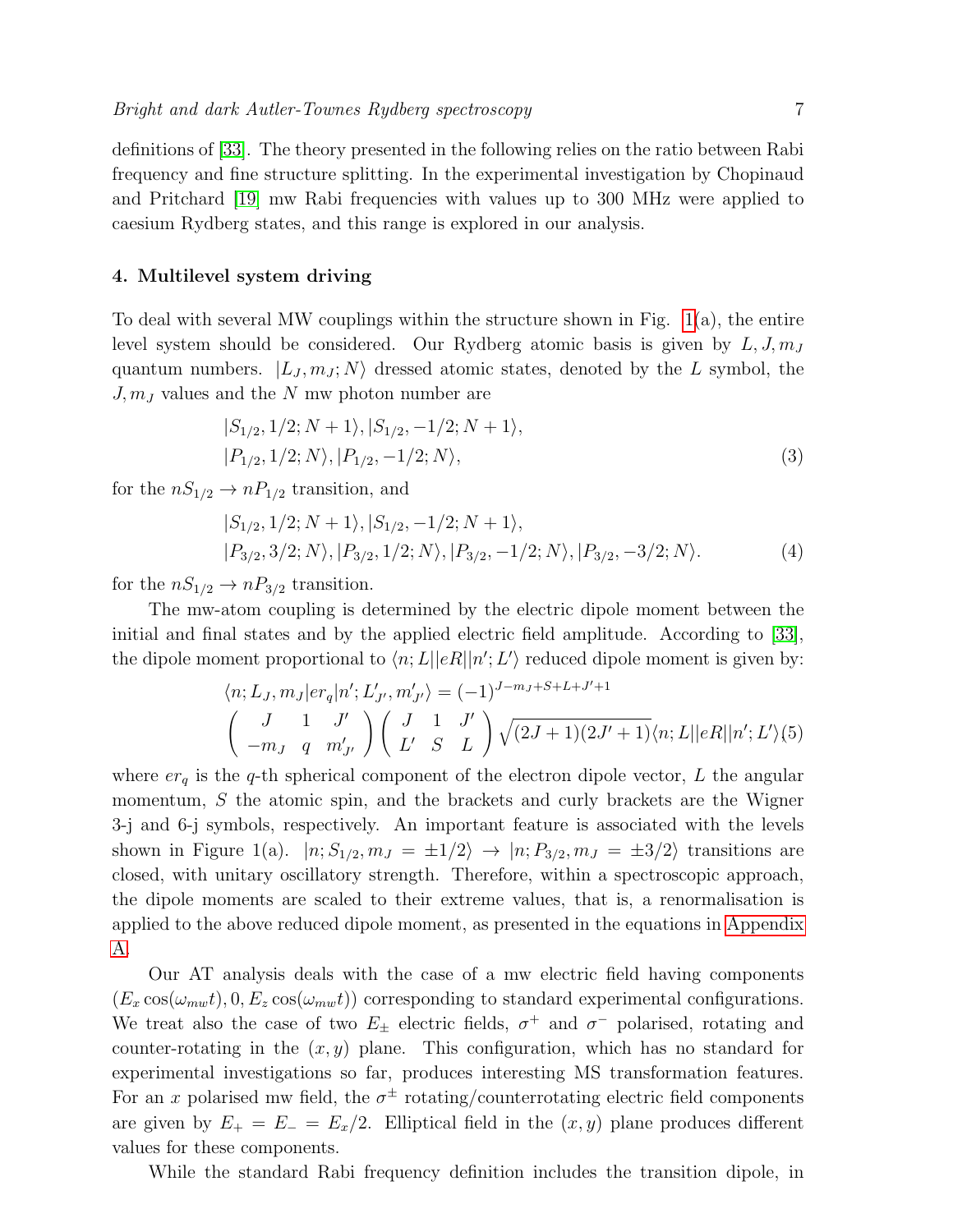definitions of [33]. The theory presented in the following relies on the ratio between Rabi frequency and fine structure splitting. In the experimental investigation by Chopinaud and Pritchard [19] mw Rabi frequencies with values up to 300 MHz were applied to caesium Rydberg states, and this range is explored in our analysis.

## 4. Multilevel system driving

To deal with several MW couplings within the structure shown in Fig. 1(a), the entire level system should be considered. Our Rydberg atomic basis is given by $L, J, m_J$ quantum numbers. $|L_J, m_J; N\rangle$ dressed atomic states, denoted by the $L$ symbol, the $J, m_J$ values and the $N$ mw photon number are

$$
\begin{aligned}
&|S_{1/2}, 1/2; N+1\rangle, |S_{1/2}, -1/2; N+1\rangle, \\
&|P_{1/2}, 1/2; N\rangle, |P_{1/2}, -1/2; N\rangle, 
\end{aligned}
\tag{3}
$$

for the $nS_{1/2} \rightarrow nP_{1/2}$ transition, and

$$
\begin{aligned}
&|S_{1/2}, 1/2; N+1\rangle, |S_{1/2}, -1/2; N+1\rangle, \\
&|P_{3/2}, 3/2; N\rangle, |P_{3/2}, 1/2; N\rangle, |P_{3/2}, -1/2; N\rangle, |P_{3/2}, -3/2; N\rangle.
\end{aligned}
\tag{4}
$$

for the $nS_{1/2} \rightarrow nP_{3/2}$ transition.

The mw-atom coupling is determined by the electric dipole moment between the initial and final states and by the applied electric field amplitude. According to [33], the dipole moment proportional to $\langle n; L||eR||n'; L'\rangle$ reduced dipole moment is given by:

$$
\begin{aligned}
&\langle n; L_J, m_J|er_q|n'; L'_{J'}, m'_{J'}\rangle = (-1)^{J-m_J+S+L+J'+1} \\
&\begin{pmatrix} J & 1 & J' \\ -m_J & q & m'_{J'} \end{pmatrix} \begin{Bmatrix} J & 1 & J' \\ L' & S & L \end{Bmatrix} \sqrt{(2J+1)(2J'+1)} \langle n; L||eR||n'; L'\rangle
\end{aligned}
\tag{5}
$$

where $er_q$ is the $q$-th spherical component of the electron dipole vector, $L$ the angular momentum, $S$ the atomic spin, and the brackets and curly brackets are the Wigner 3-j and 6-j symbols, respectively. An important feature is associated with the levels shown in Figure 1(a). $|n; S_{1/2}, m_J = \pm 1/2\rangle \rightarrow |n; P_{3/2}, m_J = \pm 3/2\rangle$ transitions are closed, with unitary oscillatory strength. Therefore, within a spectroscopic approach, the dipole moments are scaled to their extreme values, that is, a renormalisation is applied to the above reduced dipole moment, as presented in the equations in Appendix A.

Our AT analysis deals with the case of a mw electric field having components $(E_x \cos(\omega_{mw} t), 0, E_z \cos(\omega_{mw} t))$ corresponding to standard experimental configurations. We treat also the case of two $E_\pm$ electric fields, $\sigma^+$ and $\sigma^-$ polarised, rotating and counter-rotating in the $(x, y)$ plane. This configuration, which has no standard for experimental investigations so far, produces interesting MS transformation features. For an $x$ polarised mw field, the $\sigma^\pm$ rotating/counterrotating electric field components are given by $E_+ = E_- = E_x/2$. Elliptical field in the $(x, y)$ plane produces different values for these components.

While the standard Rabi frequency definition includes the transition dipole, in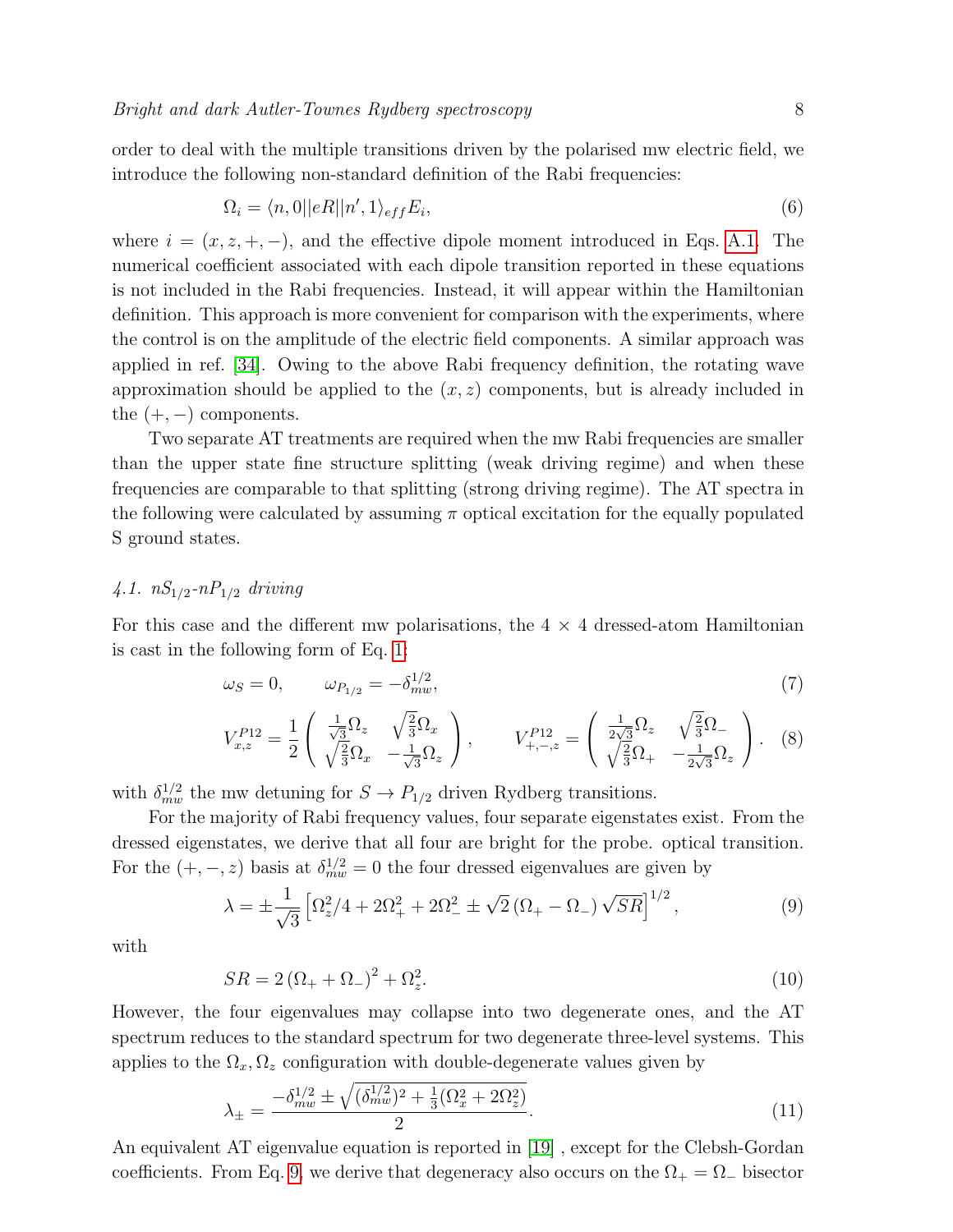order to deal with the multiple transitions driven by the polarised mw electric field, we introduce the following non-standard definition of the Rabi frequencies:

$$\Omega_i = \langle n,0||eR||n',1\rangle_{eff} E_i, \tag{6}$$

where $i = (x, z, +, -)$, and the effective dipole moment introduced in Eqs. A.1. The numerical coefficient associated with each dipole transition reported in these equations is not included in the Rabi frequencies. Instead, it will appear within the Hamiltonian definition. This approach is more convenient for comparison with the experiments, where the control is on the amplitude of the electric field components. A similar approach was applied in ref. [34]. Owing to the above Rabi frequency definition, the rotating wave approximation should be applied to the $(x, z)$ components, but is already included in the $(+, -)$ components.

Two separate AT treatments are required when the mw Rabi frequencies are smaller than the upper state fine structure splitting (weak driving regime) and when these frequencies are comparable to that splitting (strong driving regime). The AT spectra in the following were calculated by assuming $\pi$ optical excitation for the equally populated S ground states.

### 4.1. $nS_{1/2}$-$nP_{1/2}$ driving

For this case and the different mw polarisations, the 4 × 4 dressed-atom Hamiltonian is cast in the following form of Eq. 1:

$$\omega_S = 0, \qquad \omega_{P_{1/2}} = -\delta_{mw}^{1/2}, \tag{7}$$

$$V_{x,z}^{P12} = \frac{1}{2}\begin{pmatrix} \frac{1}{\sqrt{3}}\Omega_z & \sqrt{\frac{2}{3}}\Omega_x \\ \sqrt{\frac{2}{3}}\Omega_x & -\frac{1}{\sqrt{3}}\Omega_z \end{pmatrix}, \qquad V_{+,-,z}^{P12} = \begin{pmatrix} \frac{1}{2\sqrt{3}}\Omega_z & \sqrt{\frac{2}{3}}\Omega_- \\ \sqrt{\frac{2}{3}}\Omega_+ & -\frac{1}{2\sqrt{3}}\Omega_z \end{pmatrix}. \tag{8}$$

with $\delta_{mw}^{1/2}$ the mw detuning for $S \rightarrow P_{1/2}$ driven Rydberg transitions.

For the majority of Rabi frequency values, four separate eigenstates exist. From the dressed eigenstates, we derive that all four are bright for the probe. optical transition. For the $(+, -, z)$ basis at $\delta_{mw}^{1/2} = 0$ the four dressed eigenvalues are given by

$$\lambda = \pm\frac{1}{\sqrt{3}}\left[\Omega_z^2/4 + 2\Omega_+^2 + 2\Omega_-^2 \pm \sqrt{2}\left(\Omega_+ - \Omega_-\right)\sqrt{SR}\right]^{1/2}, \tag{9}$$

with

$$SR = 2\left(\Omega_+ + \Omega_-\right)^2 + \Omega_z^2. \tag{10}$$

However, the four eigenvalues may collapse into two degenerate ones, and the AT spectrum reduces to the standard spectrum for two degenerate three-level systems. This applies to the $\Omega_x, \Omega_z$ configuration with double-degenerate values given by

$$\lambda_\pm = \frac{-\delta_{mw}^{1/2} \pm \sqrt{(\delta_{mw}^{1/2})^2 + \frac{1}{3}(\Omega_x^2 + 2\Omega_z^2)}}{2}. \tag{11}$$

An equivalent AT eigenvalue equation is reported in [19] , except for the Clebsh-Gordan coefficients. From Eq. 9, we derive that degeneracy also occurs on the $\Omega_+ = \Omega_-$ bisector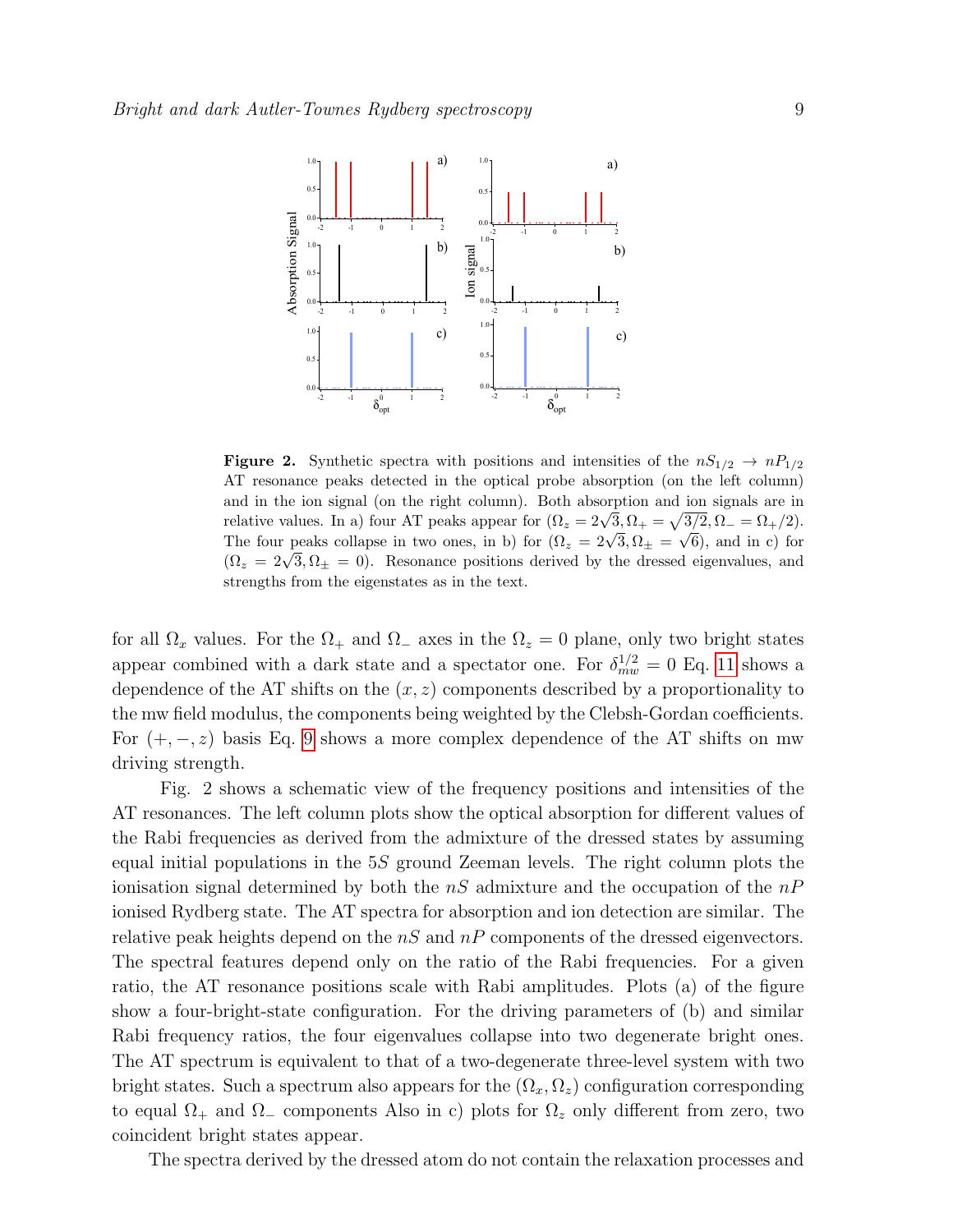**Figure 2.** Synthetic spectra with positions and intensities of the $nS_{1/2} \rightarrow nP_{1/2}$ AT resonance peaks detected in the optical probe absorption (on the left column) and in the ion signal (on the right column). Both absorption and ion signals are in relative values. In a) four AT peaks appear for $(\Omega_z = 2\sqrt{3}, \Omega_+ = \sqrt{3/2}, \Omega_- = \Omega_+/2)$. The four peaks collapse in two ones, in b) for $(\Omega_z = 2\sqrt{3}, \Omega_\pm = \sqrt{6})$, and in c) for $(\Omega_z = 2\sqrt{3}, \Omega_\pm = 0)$. Resonance positions derived by the dressed eigenvalues, and strengths from the eigenstates as in the text.

for all $\Omega_x$ values. For the $\Omega_+$ and $\Omega_-$ axes in the $\Omega_z = 0$ plane, only two bright states appear combined with a dark state and a spectator one. For $\delta_{mw}^{1/2} = 0$ Eq. 11 shows a dependence of the AT shifts on the $(x, z)$ components described by a proportionality to the mw field modulus, the components being weighted by the Clebsh-Gordan coefficients. For $(+, -, z)$ basis Eq. 9 shows a more complex dependence of the AT shifts on mw driving strength.

Fig. 2 shows a schematic view of the frequency positions and intensities of the AT resonances. The left column plots show the optical absorption for different values of the Rabi frequencies as derived from the admixture of the dressed states by assuming equal initial populations in the $5S$ ground Zeeman levels. The right column plots the ionisation signal determined by both the $nS$ admixture and the occupation of the $nP$ ionised Rydberg state. The AT spectra for absorption and ion detection are similar. The relative peak heights depend on the $nS$ and $nP$ components of the dressed eigenvectors. The spectral features depend only on the ratio of the Rabi frequencies. For a given ratio, the AT resonance positions scale with Rabi amplitudes. Plots (a) of the figure show a four-bright-state configuration. For the driving parameters of (b) and similar Rabi frequency ratios, the four eigenvalues collapse into two degenerate bright ones. The AT spectrum is equivalent to that of a two-degenerate three-level system with two bright states. Such a spectrum also appears for the $(\Omega_x, \Omega_z)$ configuration corresponding to equal $\Omega_+$ and $\Omega_-$ components Also in c) plots for $\Omega_z$ only different from zero, two coincident bright states appear.

The spectra derived by the dressed atom do not contain the relaxation processes and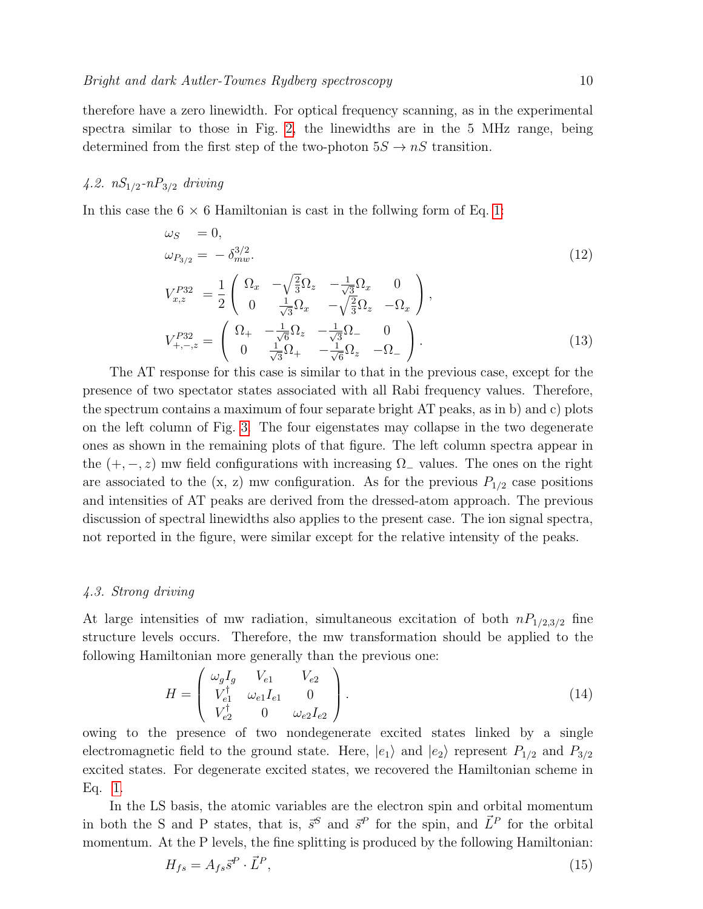therefore have a zero linewidth. For optical frequency scanning, as in the experimental spectra similar to those in Fig. 2, the linewidths are in the 5 MHz range, being determined from the first step of the two-photon $5S \rightarrow nS$ transition.

### *4.2. $nS_{1/2}$-$nP_{3/2}$ driving*

In this case the 6 × 6 Hamiltonian is cast in the follwing form of Eq. 1:

$$
\begin{aligned}
\omega_S \quad &= 0, \\
\omega_{P_{3/2}} &= -\,\delta^{3/2}_{mw}.
\end{aligned}
\tag{12}
$$

$$
\begin{aligned}
V^{P32}_{x,z} \;&= \frac{1}{2}\begin{pmatrix} \Omega_x & -\sqrt{\frac{2}{3}}\Omega_z & -\frac{1}{\sqrt{3}}\Omega_x & 0 \\ 0 & \frac{1}{\sqrt{3}}\Omega_x & -\sqrt{\frac{2}{3}}\Omega_z & -\Omega_x \end{pmatrix}, \\
V^{P32}_{+,-,z} &= \begin{pmatrix} \Omega_+ & -\frac{1}{\sqrt{6}}\Omega_z & -\frac{1}{\sqrt{3}}\Omega_- & 0 \\ 0 & \frac{1}{\sqrt{3}}\Omega_+ & -\frac{1}{\sqrt{6}}\Omega_z & -\Omega_- \end{pmatrix}.
\end{aligned}
\tag{13}
$$

The AT response for this case is similar to that in the previous case, except for the presence of two spectator states associated with all Rabi frequency values. Therefore, the spectrum contains a maximum of four separate bright AT peaks, as in b) and c) plots on the left column of Fig. 3. The four eigenstates may collapse in the two degenerate ones as shown in the remaining plots of that figure. The left column spectra appear in the $(+,-,z)$ mw field configurations with increasing $\Omega_-$ values. The ones on the right are associated to the (x, z) mw configuration. As for the previous $P_{1/2}$ case positions and intensities of AT peaks are derived from the dressed-atom approach. The previous discussion of spectral linewidths also applies to the present case. The ion signal spectra, not reported in the figure, were similar except for the relative intensity of the peaks.

### *4.3. Strong driving*

At large intensities of mw radiation, simultaneous excitation of both $nP_{1/2,3/2}$ fine structure levels occurs. Therefore, the mw transformation should be applied to the following Hamiltonian more generally than the previous one:

$$
H = \begin{pmatrix} \omega_g I_g & V_{e1} & V_{e2} \\ V^{\dagger}_{e1} & \omega_{e1} I_{e1} & 0 \\ V^{\dagger}_{e2} & 0 & \omega_{e2} I_{e2} \end{pmatrix}.
\tag{14}
$$

owing to the presence of two nondegenerate excited states linked by a single electromagnetic field to the ground state. Here, $|e_1\rangle$ and $|e_2\rangle$ represent $P_{1/2}$ and $P_{3/2}$ excited states. For degenerate excited states, we recovered the Hamiltonian scheme in Eq. 1.

In the LS basis, the atomic variables are the electron spin and orbital momentum in both the S and P states, that is, $\vec{s}^S$ and $\vec{s}^P$ for the spin, and $\vec{L}^P$ for the orbital momentum. At the P levels, the fine splitting is produced by the following Hamiltonian:

$$
H_{fs} = A_{fs} \vec{s}^P \cdot \vec{L}^P,
\tag{15}
$$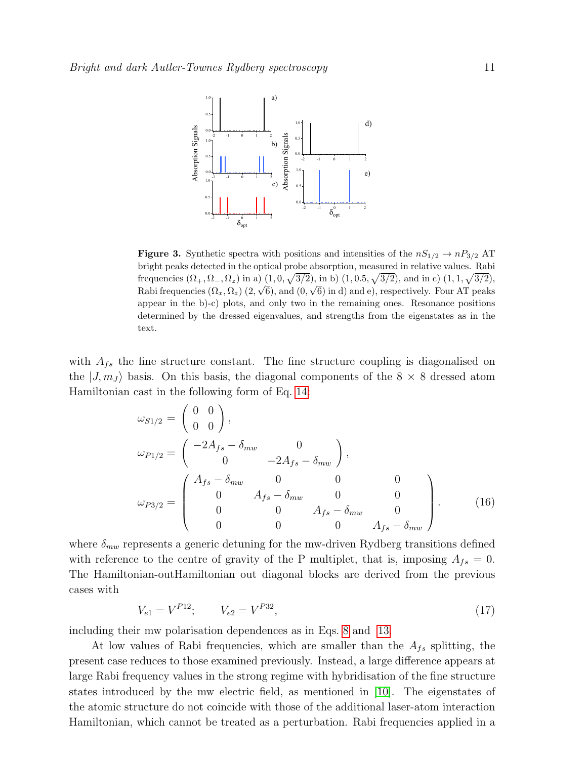**Figure 3.** Synthetic spectra with positions and intensities of the $nS_{1/2} \rightarrow nP_{3/2}$ AT bright peaks detected in the optical probe absorption, measured in relative values. Rabi frequencies $(\Omega_+, \Omega_-, \Omega_z)$ in a) $(1, 0, \sqrt{3/2})$, in b) $(1, 0.5, \sqrt{3/2})$, and in c) $(1, 1, \sqrt{3/2})$, Rabi frequencies $(\Omega_x, \Omega_z)$ $(2, \sqrt{6})$, and $(0, \sqrt{6})$ in d) and e), respectively. Four AT peaks appear in the b)-c) plots, and only two in the remaining ones. Resonance positions determined by the dressed eigenvalues, and strengths from the eigenstates as in the text.

with $A_{fs}$ the fine structure constant. The fine structure coupling is diagonalised on the $|J, m_J\rangle$ basis. On this basis, the diagonal components of the $8 \times 8$ dressed atom Hamiltonian cast in the following form of Eq. 14:

$$
\begin{aligned}
\omega_{S1/2} &= \begin{pmatrix} 0 & 0 \\ 0 & 0 \end{pmatrix}, \\
\omega_{P1/2} &= \begin{pmatrix} -2A_{fs} - \delta_{mw} & 0 \\ 0 & -2A_{fs} - \delta_{mw} \end{pmatrix}, \\
\omega_{P3/2} &= \begin{pmatrix} A_{fs} - \delta_{mw} & 0 & 0 & 0 \\ 0 & A_{fs} - \delta_{mw} & 0 & 0 \\ 0 & 0 & A_{fs} - \delta_{mw} & 0 \\ 0 & 0 & 0 & A_{fs} - \delta_{mw} \end{pmatrix}.
\end{aligned}
\tag{16}
$$

where $\delta_{mw}$ represents a generic detuning for the mw-driven Rydberg transitions defined with reference to the centre of gravity of the P multiplet, that is, imposing $A_{fs} = 0$. The Hamiltonian-outHamiltonian out diagonal blocks are derived from the previous cases with

$$
V_{e1} = V^{P12}; \qquad V_{e2} = V^{P32}, \tag{17}
$$

including their mw polarisation dependences as in Eqs. 8 and 13.

At low values of Rabi frequencies, which are smaller than the $A_{fs}$ splitting, the present case reduces to those examined previously. Instead, a large difference appears at large Rabi frequency values in the strong regime with hybridisation of the fine structure states introduced by the mw electric field, as mentioned in [10]. The eigenstates of the atomic structure do not coincide with those of the additional laser-atom interaction Hamiltonian, which cannot be treated as a perturbation. Rabi frequencies applied in a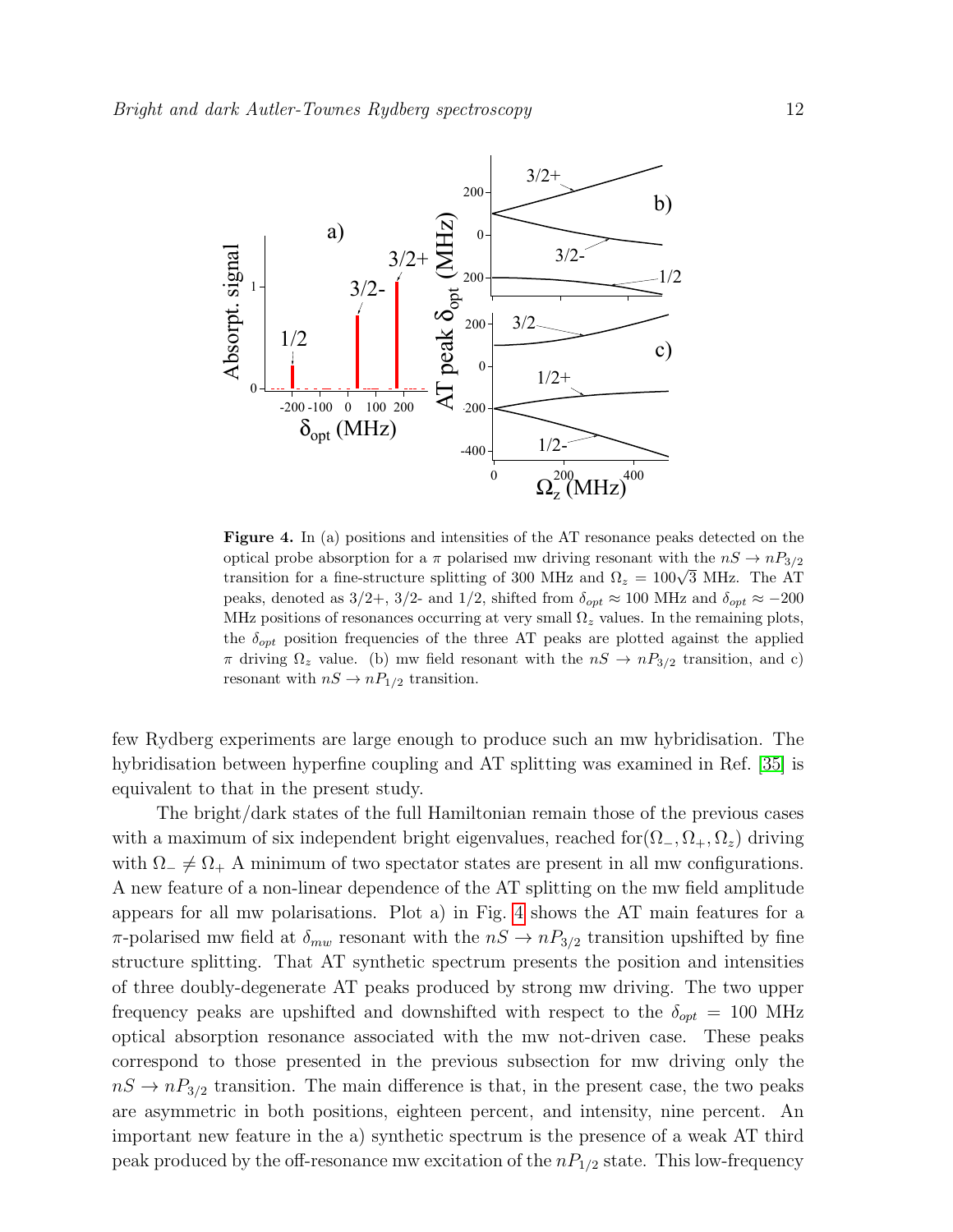**Figure 4.** In (a) positions and intensities of the AT resonance peaks detected on the optical probe absorption for a $\pi$ polarised mw driving resonant with the $nS \rightarrow nP_{3/2}$ transition for a fine-structure splitting of 300 MHz and $\Omega_z = 100\sqrt{3}$ MHz. The AT peaks, denoted as 3/2+, 3/2- and 1/2, shifted from $\delta_{opt} \approx 100$ MHz and $\delta_{opt} \approx -200$ MHz positions of resonances occurring at very small $\Omega_z$ values. In the remaining plots, the $\delta_{opt}$ position frequencies of the three AT peaks are plotted against the applied $\pi$ driving $\Omega_z$ value. (b) mw field resonant with the $nS \rightarrow nP_{3/2}$ transition, and c) resonant with $nS \rightarrow nP_{1/2}$ transition.

few Rydberg experiments are large enough to produce such an mw hybridisation. The hybridisation between hyperfine coupling and AT splitting was examined in Ref. [35] is equivalent to that in the present study.

The bright/dark states of the full Hamiltonian remain those of the previous cases with a maximum of six independent bright eigenvalues, reached for$(\Omega_-, \Omega_+, \Omega_z)$ driving with $\Omega_- \neq \Omega_+$ A minimum of two spectator states are present in all mw configurations. A new feature of a non-linear dependence of the AT splitting on the mw field amplitude appears for all mw polarisations. Plot a) in Fig. 4 shows the AT main features for a $\pi$-polarised mw field at $\delta_{mw}$ resonant with the $nS \rightarrow nP_{3/2}$ transition upshifted by fine structure splitting. That AT synthetic spectrum presents the position and intensities of three doubly-degenerate AT peaks produced by strong mw driving. The two upper frequency peaks are upshifted and downshifted with respect to the $\delta_{opt} = 100$ MHz optical absorption resonance associated with the mw not-driven case. These peaks correspond to those presented in the previous subsection for mw driving only the $nS \rightarrow nP_{3/2}$ transition. The main difference is that, in the present case, the two peaks are asymmetric in both positions, eighteen percent, and intensity, nine percent. An important new feature in the a) synthetic spectrum is the presence of a weak AT third peak produced by the off-resonance mw excitation of the $nP_{1/2}$ state. This low-frequency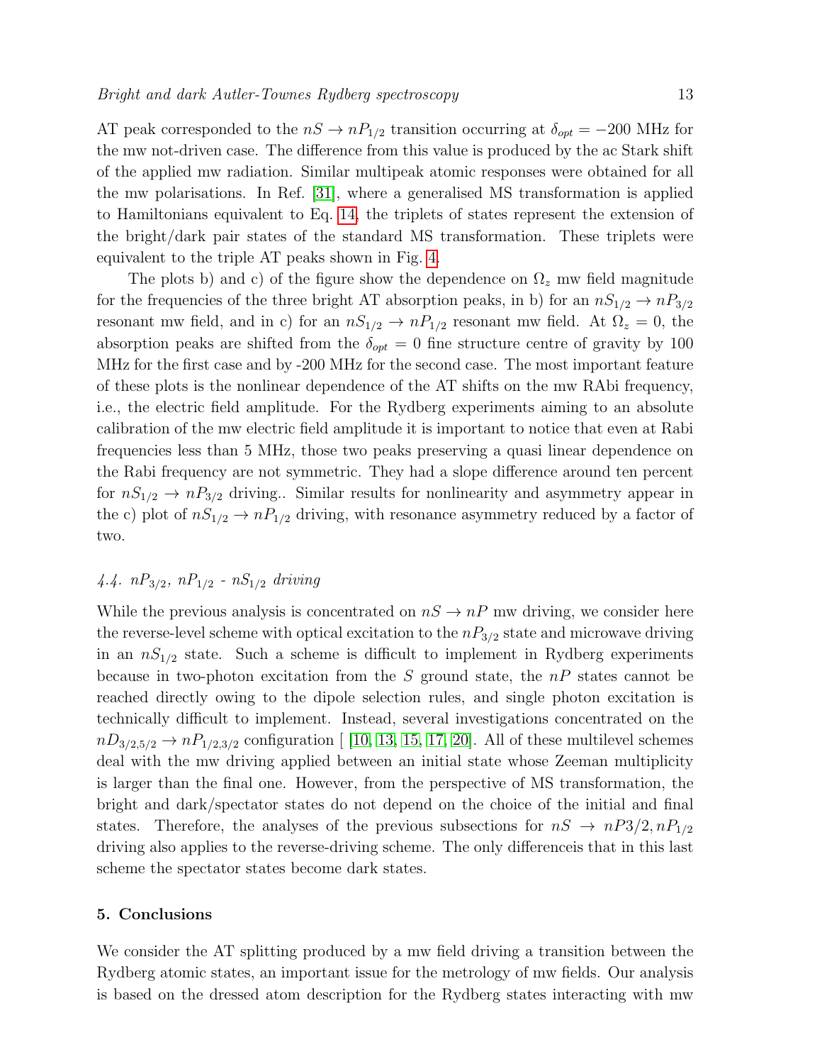AT peak corresponded to the $nS \rightarrow nP_{1/2}$ transition occurring at $\delta_{opt} = -200$ MHz for the mw not-driven case. The difference from this value is produced by the ac Stark shift of the applied mw radiation. Similar multipeak atomic responses were obtained for all the mw polarisations. In Ref. [31], where a generalised MS transformation is applied to Hamiltonians equivalent to Eq. 14, the triplets of states represent the extension of the bright/dark pair states of the standard MS transformation. These triplets were equivalent to the triple AT peaks shown in Fig. 4.

The plots b) and c) of the figure show the dependence on $\Omega_z$ mw field magnitude for the frequencies of the three bright AT absorption peaks, in b) for an $nS_{1/2} \rightarrow nP_{3/2}$ resonant mw field, and in c) for an $nS_{1/2} \rightarrow nP_{1/2}$ resonant mw field. At $\Omega_z = 0$, the absorption peaks are shifted from the $\delta_{opt} = 0$ fine structure centre of gravity by 100 MHz for the first case and by -200 MHz for the second case. The most important feature of these plots is the nonlinear dependence of the AT shifts on the mw RAbi frequency, i.e., the electric field amplitude. For the Rydberg experiments aiming to an absolute calibration of the mw electric field amplitude it is important to notice that even at Rabi frequencies less than 5 MHz, those two peaks preserving a quasi linear dependence on the Rabi frequency are not symmetric. They had a slope difference around ten percent for $nS_{1/2} \rightarrow nP_{3/2}$ driving.. Similar results for nonlinearity and asymmetry appear in the c) plot of $nS_{1/2} \rightarrow nP_{1/2}$ driving, with resonance asymmetry reduced by a factor of two.

### *4.4. $nP_{3/2}$, $nP_{1/2}$ - $nS_{1/2}$ driving*

While the previous analysis is concentrated on $nS \rightarrow nP$ mw driving, we consider here the reverse-level scheme with optical excitation to the $nP_{3/2}$ state and microwave driving in an $nS_{1/2}$ state. Such a scheme is difficult to implement in Rydberg experiments because in two-photon excitation from the $S$ ground state, the $nP$ states cannot be reached directly owing to the dipole selection rules, and single photon excitation is technically difficult to implement. Instead, several investigations concentrated on the $nD_{3/2,5/2} \rightarrow nP_{1/2,3/2}$ configuration [ [10, 13, 15, 17, 20]. All of these multilevel schemes deal with the mw driving applied between an initial state whose Zeeman multiplicity is larger than the final one. However, from the perspective of MS transformation, the bright and dark/spectator states do not depend on the choice of the initial and final states. Therefore, the analyses of the previous subsections for $nS \rightarrow nP3/2, nP_{1/2}$ driving also applies to the reverse-driving scheme. The only differenceis that in this last scheme the spectator states become dark states.

## 5. Conclusions

We consider the AT splitting produced by a mw field driving a transition between the Rydberg atomic states, an important issue for the metrology of mw fields. Our analysis is based on the dressed atom description for the Rydberg states interacting with mw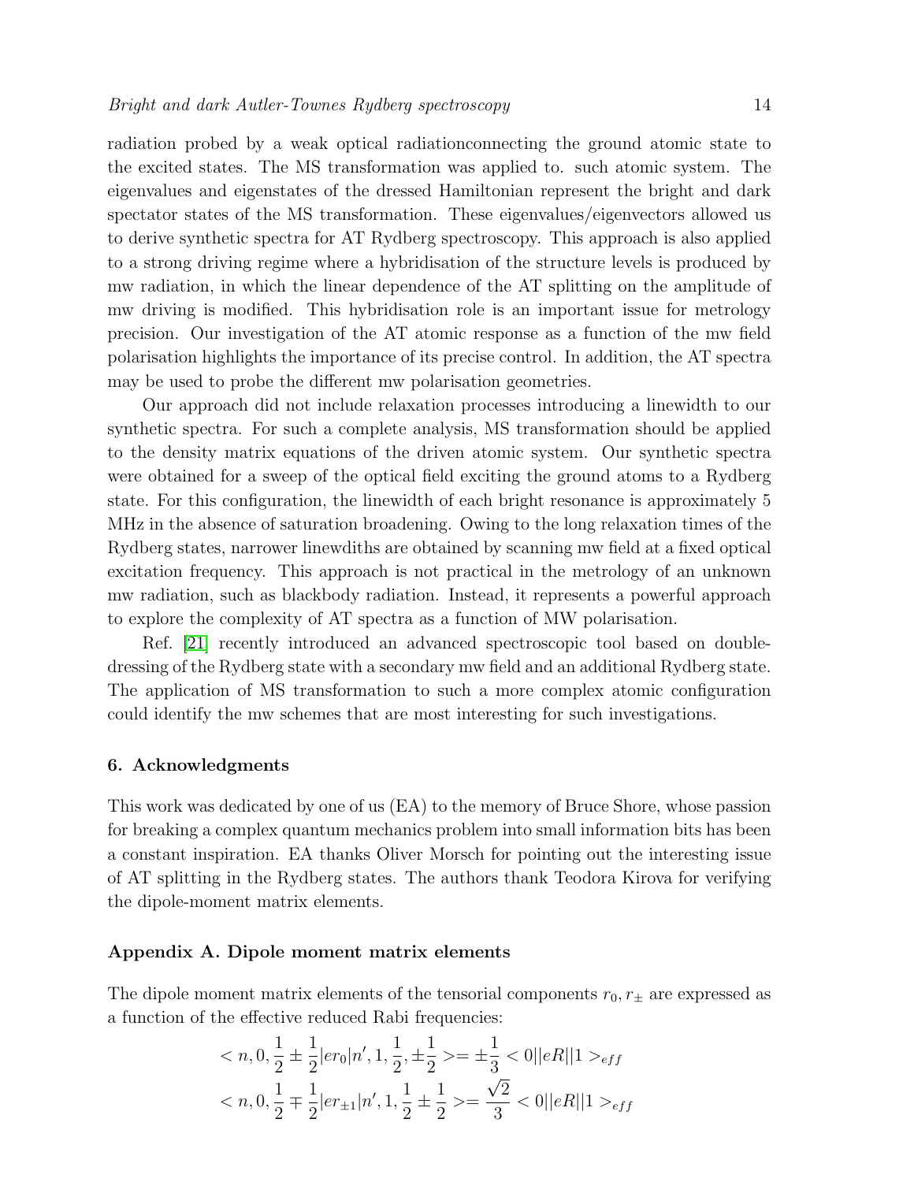radiation probed by a weak optical radiationconnecting the ground atomic state to the excited states. The MS transformation was applied to. such atomic system. The eigenvalues and eigenstates of the dressed Hamiltonian represent the bright and dark spectator states of the MS transformation. These eigenvalues/eigenvectors allowed us to derive synthetic spectra for AT Rydberg spectroscopy. This approach is also applied to a strong driving regime where a hybridisation of the structure levels is produced by mw radiation, in which the linear dependence of the AT splitting on the amplitude of mw driving is modified. This hybridisation role is an important issue for metrology precision. Our investigation of the AT atomic response as a function of the mw field polarisation highlights the importance of its precise control. In addition, the AT spectra may be used to probe the different mw polarisation geometries.

Our approach did not include relaxation processes introducing a linewidth to our synthetic spectra. For such a complete analysis, MS transformation should be applied to the density matrix equations of the driven atomic system. Our synthetic spectra were obtained for a sweep of the optical field exciting the ground atoms to a Rydberg state. For this configuration, the linewidth of each bright resonance is approximately 5 MHz in the absence of saturation broadening. Owing to the long relaxation times of the Rydberg states, narrower linewdiths are obtained by scanning mw field at a fixed optical excitation frequency. This approach is not practical in the metrology of an unknown mw radiation, such as blackbody radiation. Instead, it represents a powerful approach to explore the complexity of AT spectra as a function of MW polarisation.

Ref. [21] recently introduced an advanced spectroscopic tool based on double-dressing of the Rydberg state with a secondary mw field and an additional Rydberg state. The application of MS transformation to such a more complex atomic configuration could identify the mw schemes that are most interesting for such investigations.

### 6. Acknowledgments

This work was dedicated by one of us (EA) to the memory of Bruce Shore, whose passion for breaking a complex quantum mechanics problem into small information bits has been a constant inspiration. EA thanks Oliver Morsch for pointing out the interesting issue of AT splitting in the Rydberg states. The authors thank Teodora Kirova for verifying the dipole-moment matrix elements.

### Appendix A. Dipole moment matrix elements

The dipole moment matrix elements of the tensorial components $r_0, r_\pm$ are expressed as a function of the effective reduced Rabi frequencies:

$$< n, 0, \frac{1}{2} \pm \frac{1}{2} | e r_0 | n', 1, \frac{1}{2}, \pm\frac{1}{2} >= \pm\frac{1}{3} < 0||eR||1 >_{eff}$$

$$< n, 0, \frac{1}{2} \mp \frac{1}{2} | e r_{\pm 1} | n', 1, \frac{1}{2} \pm \frac{1}{2} >= \frac{\sqrt{2}}{3} < 0||eR||1 >_{eff}$$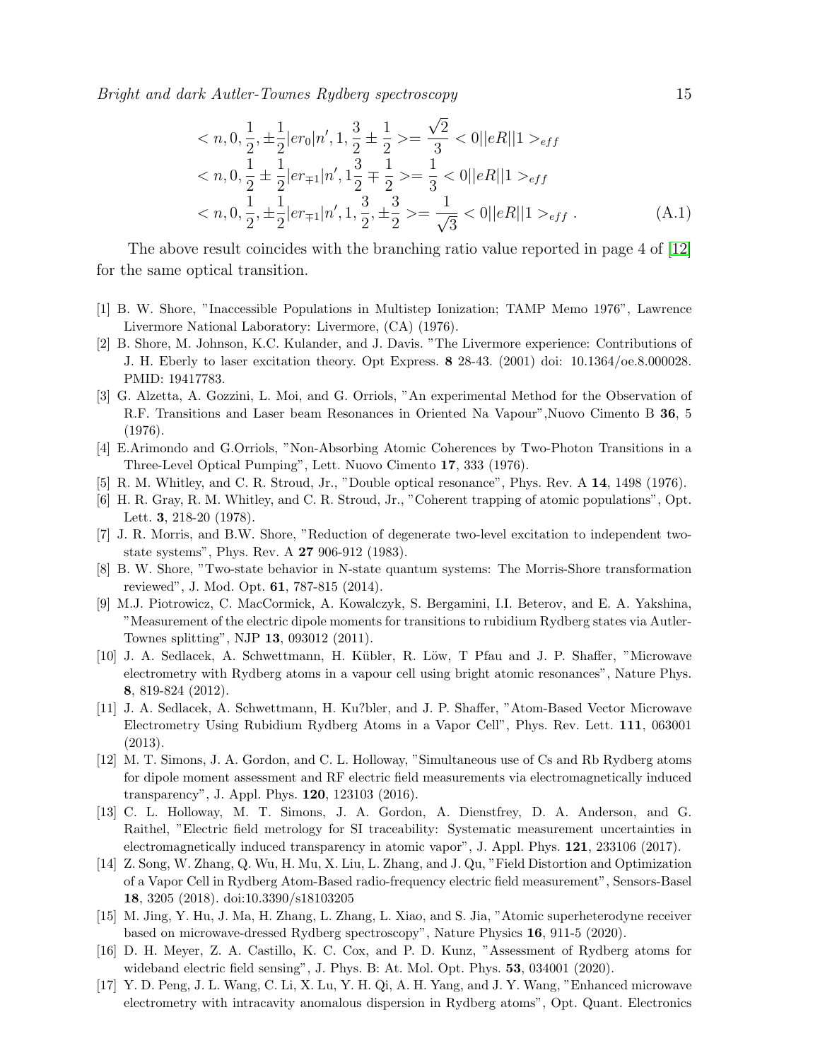$$
\begin{aligned}
&< n, 0, \frac{1}{2}, \pm\frac{1}{2}|er_0|n', 1, \frac{3}{2} \pm \frac{1}{2} >= \frac{\sqrt{2}}{3} < 0||eR||1 >_{eff} \\
&< n, 0, \frac{1}{2} \pm \frac{1}{2}|er_{\mp 1}|n', 1\frac{3}{2} \mp \frac{1}{2} >= \frac{1}{3} < 0||eR||1 >_{eff} \\
&< n, 0, \frac{1}{2}, \pm\frac{1}{2}|er_{\mp 1}|n', 1, \frac{3}{2}, \pm\frac{3}{2} >= \frac{1}{\sqrt{3}} < 0||eR||1 >_{eff} \ .
\end{aligned} \tag{A.1}
$$

The above result coincides with the branching ratio value reported in page 4 of [12] for the same optical transition.

- [1] B. W. Shore, "Inaccessible Populations in Multistep Ionization; TAMP Memo 1976", Lawrence Livermore National Laboratory: Livermore, (CA) (1976).
- [2] B. Shore, M. Johnson, K.C. Kulander, and J. Davis. "The Livermore experience: Contributions of J. H. Eberly to laser excitation theory. Opt Express. **8** 28-43. (2001) doi: 10.1364/oe.8.000028. PMID: 19417783.
- [3] G. Alzetta, A. Gozzini, L. Moi, and G. Orriols, "An experimental Method for the Observation of R.F. Transitions and Laser beam Resonances in Oriented Na Vapour",Nuovo Cimento B **36**, 5 (1976).
- [4] E.Arimondo and G.Orriols, "Non-Absorbing Atomic Coherences by Two-Photon Transitions in a Three-Level Optical Pumping", Lett. Nuovo Cimento **17**, 333 (1976).
- [5] R. M. Whitley, and C. R. Stroud, Jr., "Double optical resonance", Phys. Rev. A **14**, 1498 (1976).
- [6] H. R. Gray, R. M. Whitley, and C. R. Stroud, Jr., "Coherent trapping of atomic populations", Opt. Lett. **3**, 218-20 (1978).
- [7] J. R. Morris, and B.W. Shore, "Reduction of degenerate two-level excitation to independent two-state systems", Phys. Rev. A **27** 906-912 (1983).
- [8] B. W. Shore, "Two-state behavior in N-state quantum systems: The Morris-Shore transformation reviewed", J. Mod. Opt. **61**, 787-815 (2014).
- [9] M.J. Piotrowicz, C. MacCormick, A. Kowalczyk, S. Bergamini, I.I. Beterov, and E. A. Yakshina, "Measurement of the electric dipole moments for transitions to rubidium Rydberg states via Autler-Townes splitting", NJP **13**, 093012 (2011).
- [10] J. A. Sedlacek, A. Schwettmann, H. Kübler, R. Löw, T Pfau and J. P. Shaffer, "Microwave electrometry with Rydberg atoms in a vapour cell using bright atomic resonances", Nature Phys. **8**, 819-824 (2012).
- [11] J. A. Sedlacek, A. Schwettmann, H. Ku?bler, and J. P. Shaffer, "Atom-Based Vector Microwave Electrometry Using Rubidium Rydberg Atoms in a Vapor Cell", Phys. Rev. Lett. **111**, 063001 (2013).
- [12] M. T. Simons, J. A. Gordon, and C. L. Holloway, "Simultaneous use of Cs and Rb Rydberg atoms for dipole moment assessment and RF electric field measurements via electromagnetically induced transparency", J. Appl. Phys. **120**, 123103 (2016).
- [13] C. L. Holloway, M. T. Simons, J. A. Gordon, A. Dienstfrey, D. A. Anderson, and G. Raithel, "Electric field metrology for SI traceability: Systematic measurement uncertainties in electromagnetically induced transparency in atomic vapor", J. Appl. Phys. **121**, 233106 (2017).
- [14] Z. Song, W. Zhang, Q. Wu, H. Mu, X. Liu, L. Zhang, and J. Qu, "Field Distortion and Optimization of a Vapor Cell in Rydberg Atom-Based radio-frequency electric field measurement", Sensors-Basel **18**, 3205 (2018). doi:10.3390/s18103205
- [15] M. Jing, Y. Hu, J. Ma, H. Zhang, L. Zhang, L. Xiao, and S. Jia, "Atomic superheterodyne receiver based on microwave-dressed Rydberg spectroscopy", Nature Physics **16**, 911-5 (2020).
- [16] D. H. Meyer, Z. A. Castillo, K. C. Cox, and P. D. Kunz, "Assessment of Rydberg atoms for wideband electric field sensing", J. Phys. B: At. Mol. Opt. Phys. **53**, 034001 (2020).
- [17] Y. D. Peng, J. L. Wang, C. Li, X. Lu, Y. H. Qi, A. H. Yang, and J. Y. Wang, "Enhanced microwave electrometry with intracavity anomalous dispersion in Rydberg atoms", Opt. Quant. Electronics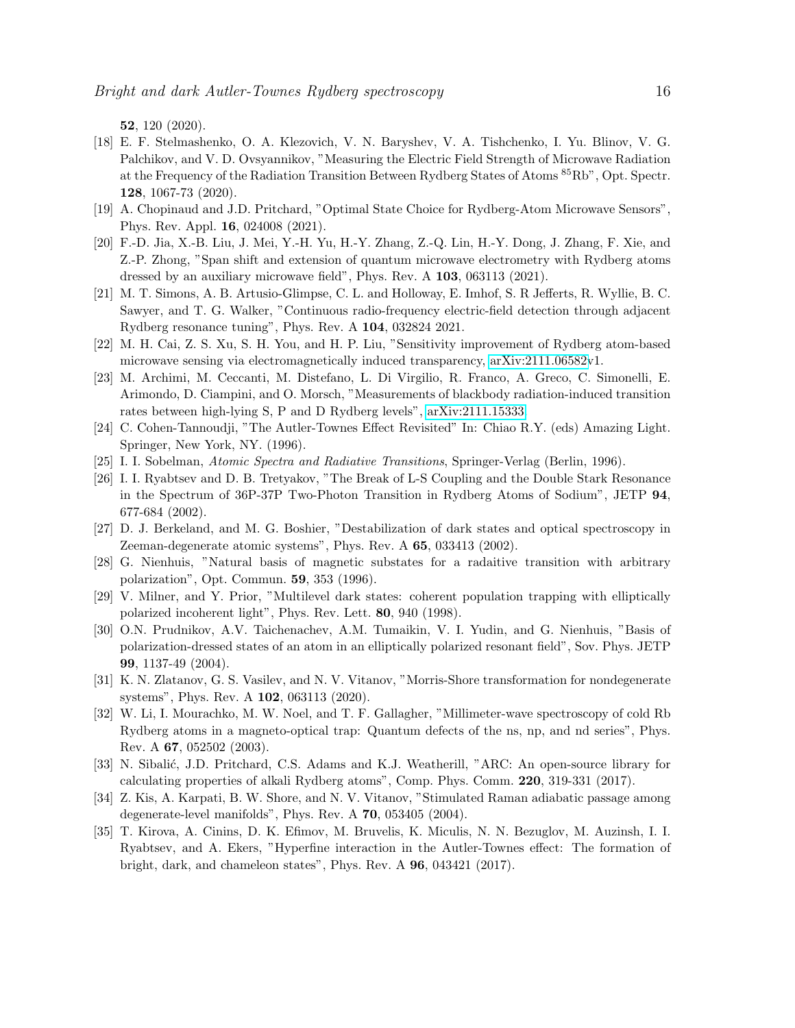**52**, 120 (2020).

[18] E. F. Stelmashenko, O. A. Klezovich, V. N. Baryshev, V. A. Tishchenko, I. Yu. Blinov, V. G. Palchikov, and V. D. Ovsyannikov, "Measuring the Electric Field Strength of Microwave Radiation at the Frequency of the Radiation Transition Between Rydberg States of Atoms $^{85}$Rb", Opt. Spectr. **128**, 1067-73 (2020).

[19] A. Chopinaud and J.D. Pritchard, "Optimal State Choice for Rydberg-Atom Microwave Sensors", Phys. Rev. Appl. **16**, 024008 (2021).

[20] F.-D. Jia, X.-B. Liu, J. Mei, Y.-H. Yu, H.-Y. Zhang, Z.-Q. Lin, H.-Y. Dong, J. Zhang, F. Xie, and Z.-P. Zhong, "Span shift and extension of quantum microwave electrometry with Rydberg atoms dressed by an auxiliary microwave field", Phys. Rev. A **103**, 063113 (2021).

[21] M. T. Simons, A. B. Artusio-Glimpse, C. L. and Holloway, E. Imhof, S. R Jefferts, R. Wyllie, B. C. Sawyer, and T. G. Walker, "Continuous radio-frequency electric-field detection through adjacent Rydberg resonance tuning", Phys. Rev. A **104**, 032824 2021.

[22] M. H. Cai, Z. S. Xu, S. H. You, and H. P. Liu, "Sensitivity improvement of Rydberg atom-based microwave sensing via electromagnetically induced transparency, arXiv:2111.06582v1.

[23] M. Archimi, M. Ceccanti, M. Distefano, L. Di Virgilio, R. Franco, A. Greco, C. Simonelli, E. Arimondo, D. Ciampini, and O. Morsch, "Measurements of blackbody radiation-induced transition rates between high-lying S, P and D Rydberg levels", arXiv:2111.15333.

[24] C. Cohen-Tannoudji, "The Autler-Townes Effect Revisited" In: Chiao R.Y. (eds) Amazing Light. Springer, New York, NY. (1996).

[25] I. I. Sobelman, *Atomic Spectra and Radiative Transitions*, Springer-Verlag (Berlin, 1996).

[26] I. I. Ryabtsev and D. B. Tretyakov, "The Break of L-S Coupling and the Double Stark Resonance in the Spectrum of 36P-37P Two-Photon Transition in Rydberg Atoms of Sodium", JETP **94**, 677-684 (2002).

[27] D. J. Berkeland, and M. G. Boshier, "Destabilization of dark states and optical spectroscopy in Zeeman-degenerate atomic systems", Phys. Rev. A **65**, 033413 (2002).

[28] G. Nienhuis, "Natural basis of magnetic substates for a radaitive transition with arbitrary polarization", Opt. Commun. **59**, 353 (1996).

[29] V. Milner, and Y. Prior, "Multilevel dark states: coherent population trapping with elliptically polarized incoherent light", Phys. Rev. Lett. **80**, 940 (1998).

[30] O.N. Prudnikov, A.V. Taichenachev, A.M. Tumaikin, V. I. Yudin, and G. Nienhuis, "Basis of polarization-dressed states of an atom in an elliptically polarized resonant field", Sov. Phys. JETP **99**, 1137-49 (2004).

[31] K. N. Zlatanov, G. S. Vasilev, and N. V. Vitanov, "Morris-Shore transformation for nondegenerate systems", Phys. Rev. A **102**, 063113 (2020).

[32] W. Li, I. Mourachko, M. W. Noel, and T. F. Gallagher, "Millimeter-wave spectroscopy of cold Rb Rydberg atoms in a magneto-optical trap: Quantum defects of the ns, np, and nd series", Phys. Rev. A **67**, 052502 (2003).

[33] N. Sibalić, J.D. Pritchard, C.S. Adams and K.J. Weatherill, "ARC: An open-source library for calculating properties of alkali Rydberg atoms", Comp. Phys. Comm. **220**, 319-331 (2017).

[34] Z. Kis, A. Karpati, B. W. Shore, and N. V. Vitanov, "Stimulated Raman adiabatic passage among degenerate-level manifolds", Phys. Rev. A **70**, 053405 (2004).

[35] T. Kirova, A. Cinins, D. K. Efimov, M. Bruvelis, K. Miculis, N. N. Bezuglov, M. Auzinsh, I. I. Ryabtsev, and A. Ekers, "Hyperfine interaction in the Autler-Townes effect: The formation of bright, dark, and chameleon states", Phys. Rev. A **96**, 043421 (2017).